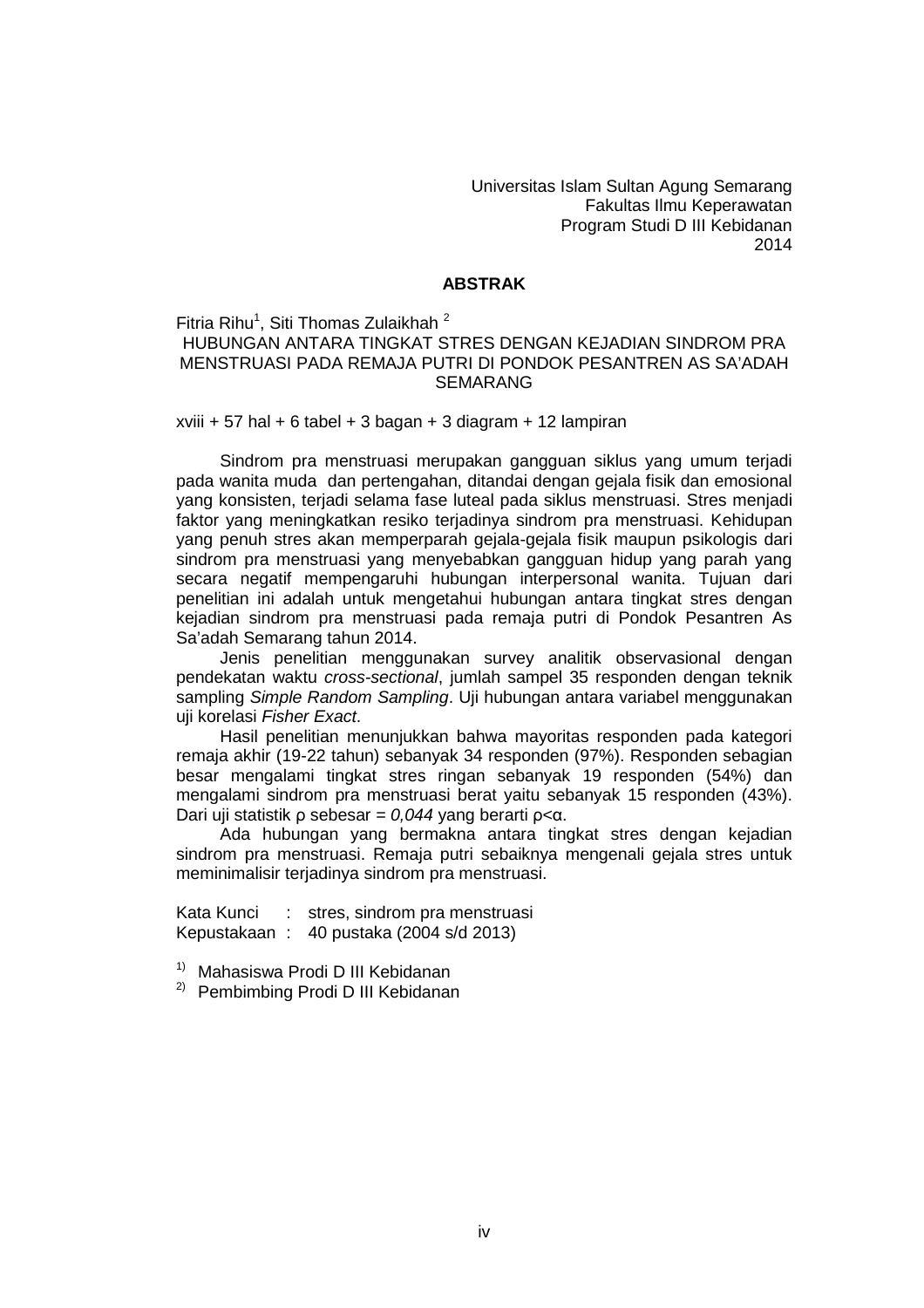Universitas Islam Sultan Agung Semarang
Fakultas Ilmu Keperawatan
Program Studi D III Kebidanan
2014

## ABSTRAK

Fitria Rihu[1], Siti Thomas Zulaikhah [2]

**HUBUNGAN ANTARA TINGKAT STRES DENGAN KEJADIAN SINDROM PRA MENSTRUASI PADA REMAJA PUTRI DI PONDOK PESANTREN AS SA'ADAH SEMARANG**

xviii + 57 hal + 6 tabel + 3 bagan + 3 diagram + 12 lampiran

Sindrom pra menstruasi merupakan gangguan siklus yang umum terjadi pada wanita muda dan pertengahan, ditandai dengan gejala fisik dan emosional yang konsisten, terjadi selama fase luteal pada siklus menstruasi. Stres menjadi faktor yang meningkatkan resiko terjadinya sindrom pra menstruasi. Kehidupan yang penuh stres akan memperparah gejala-gejala fisik maupun psikologis dari sindrom pra menstruasi yang menyebabkan gangguan hidup yang parah yang secara negatif mempengaruhi hubungan interpersonal wanita. Tujuan dari penelitian ini adalah untuk mengetahui hubungan antara tingkat stres dengan kejadian sindrom pra menstruasi pada remaja putri di Pondok Pesantren As Sa'adah Semarang tahun 2014.

Jenis penelitian menggunakan survey analitik observasional dengan pendekatan waktu *cross-sectional*, jumlah sampel 35 responden dengan teknik sampling *Simple Random Sampling*. Uji hubungan antara variabel menggunakan uji korelasi *Fisher Exact*.

Hasil penelitian menunjukkan bahwa mayoritas responden pada kategori remaja akhir (19-22 tahun) sebanyak 34 responden (97%). Responden sebagian besar mengalami tingkat stres ringan sebanyak 19 responden (54%) dan mengalami sindrom pra menstruasi berat yaitu sebanyak 15 responden (43%). Dari uji statistik $\rho$ sebesar = *0,044* yang berarti $\rho<\alpha$.

Ada hubungan yang bermakna antara tingkat stres dengan kejadian sindrom pra menstruasi. Remaja putri sebaiknya mengenali gejala stres untuk meminimalisir terjadinya sindrom pra menstruasi.

Kata Kunci : stres, sindrom pra menstruasi
Kepustakaan : 40 pustaka (2004 s/d 2013)

1) Mahasiswa Prodi D III Kebidanan
2) Pembimbing Prodi D III Kebidanan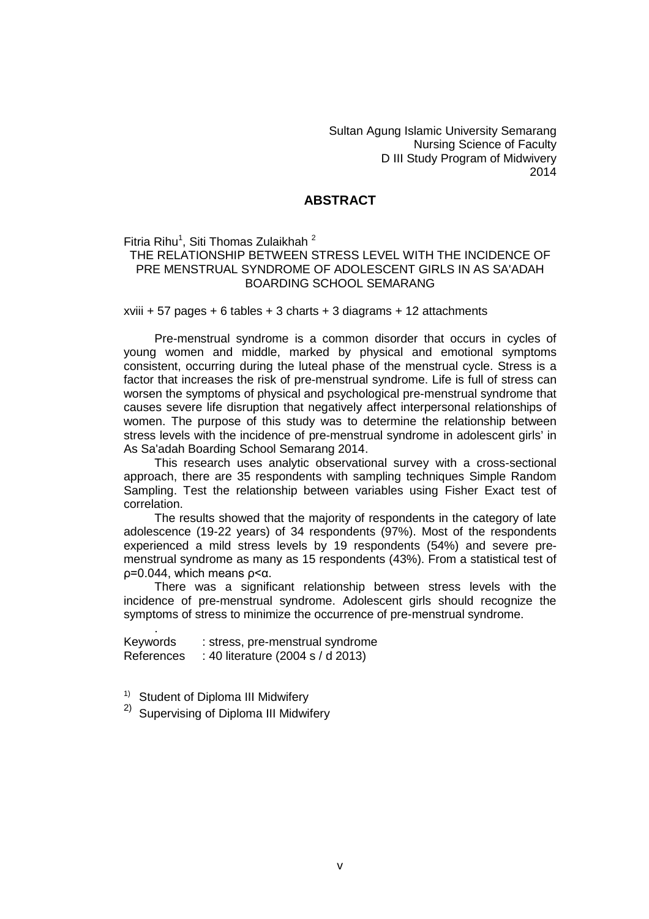Sultan Agung Islamic University Semarang
Nursing Science of Faculty
D III Study Program of Midwivery
2014

## ABSTRACT

Fitria Rihu[1], Siti Thomas Zulaikhah [2]

THE RELATIONSHIP BETWEEN STRESS LEVEL WITH THE INCIDENCE OF PRE MENSTRUAL SYNDROME OF ADOLESCENT GIRLS IN AS SA'ADAH BOARDING SCHOOL SEMARANG

xviii + 57 pages + 6 tables + 3 charts + 3 diagrams + 12 attachments

Pre-menstrual syndrome is a common disorder that occurs in cycles of young women and middle, marked by physical and emotional symptoms consistent, occurring during the luteal phase of the menstrual cycle. Stress is a factor that increases the risk of pre-menstrual syndrome. Life is full of stress can worsen the symptoms of physical and psychological pre-menstrual syndrome that causes severe life disruption that negatively affect interpersonal relationships of women. The purpose of this study was to determine the relationship between stress levels with the incidence of pre-menstrual syndrome in adolescent girls' in As Sa'adah Boarding School Semarang 2014.

This research uses analytic observational survey with a cross-sectional approach, there are 35 respondents with sampling techniques Simple Random Sampling. Test the relationship between variables using Fisher Exact test of correlation.

The results showed that the majority of respondents in the category of late adolescence (19-22 years) of 34 respondents (97%). Most of the respondents experienced a mild stress levels by 19 respondents (54%) and severe pre-menstrual syndrome as many as 15 respondents (43%). From a statistical test of $\rho=0.044$, which means $\rho<\alpha$.

There was a significant relationship between stress levels with the incidence of pre-menstrual syndrome. Adolescent girls should recognize the symptoms of stress to minimize the occurrence of pre-menstrual syndrome.

.

Keywords : stress, pre-menstrual syndrome
References : 40 literature (2004 s / d 2013)

[1] Student of Diploma III Midwifery
[2] Supervising of Diploma III Midwifery